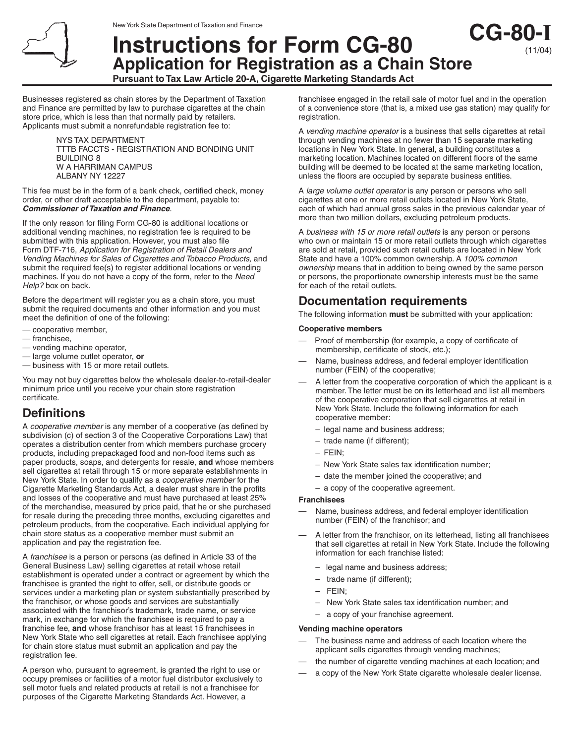New York State Department of Taxation and Finance

# Instructions for Form CG-80

**CG-80-I** (11/04)

## Application for Registration as a Chain Store

**Pursuant to Tax Law Article 20-A, Cigarette Marketing Standards Act**

Businesses registered as chain stores by the Department of Taxation and Finance are permitted by law to purchase cigarettes at the chain store price, which is less than that normally paid by retailers. Applicants must submit a nonrefundable registration fee to:

> NYS TAX DEPARTMENT
> TTTB FACCTS - REGISTRATION AND BONDING UNIT
> BUILDING 8
> W A HARRIMAN CAMPUS
> ALBANY NY 12227

This fee must be in the form of a bank check, certified check, money order, or other draft acceptable to the department, payable to: ***Commissioner of Taxation and Finance***.

If the only reason for filing Form CG-80 is additional locations or additional vending machines, no registration fee is required to be submitted with this application. However, you must also file Form DTF-716, *Application for Registration of Retail Dealers and Vending Machines for Sales of Cigarettes and Tobacco Products,* and submit the required fee(s) to register additional locations or vending machines. If you do not have a copy of the form, refer to the *Need Help?* box on back.

Before the department will register you as a chain store, you must submit the required documents and other information and you must meet the definition of one of the following:

- — cooperative member,
- — franchisee,
- — vending machine operator,
- — large volume outlet operator, **or**
- — business with 15 or more retail outlets.

You may not buy cigarettes below the wholesale dealer-to-retail-dealer minimum price until you receive your chain store registration certificate.

## Definitions

A *cooperative member* is any member of a cooperative (as defined by subdivision (c) of section 3 of the Cooperative Corporations Law) that operates a distribution center from which members purchase grocery products, including prepackaged food and non-food items such as paper products, soaps, and detergents for resale, **and** whose members sell cigarettes at retail through 15 or more separate establishments in New York State. In order to qualify as a *cooperative member* for the Cigarette Marketing Standards Act, a dealer must share in the profits and losses of the cooperative and must have purchased at least 25% of the merchandise, measured by price paid, that he or she purchased for resale during the preceding three months, excluding cigarettes and petroleum products, from the cooperative. Each individual applying for chain store status as a cooperative member must submit an application and pay the registration fee.

A *franchisee* is a person or persons (as defined in Article 33 of the General Business Law) selling cigarettes at retail whose retail establishment is operated under a contract or agreement by which the franchisee is granted the right to offer, sell, or distribute goods or services under a marketing plan or system substantially prescribed by the franchisor, or whose goods and services are substantially associated with the franchisor's trademark, trade name, or service mark, in exchange for which the franchisee is required to pay a franchise fee, **and** whose franchisor has at least 15 franchisees in New York State who sell cigarettes at retail. Each franchisee applying for chain store status must submit an application and pay the registration fee.

A person who, pursuant to agreement, is granted the right to use or occupy premises or facilities of a motor fuel distributor exclusively to sell motor fuels and related products at retail is not a franchisee for purposes of the Cigarette Marketing Standards Act. However, a franchisee engaged in the retail sale of motor fuel and in the operation of a convenience store (that is, a mixed use gas station) may qualify for registration.

A *vending machine operator* is a business that sells cigarettes at retail through vending machines at no fewer than 15 separate marketing locations in New York State. In general, a building constitutes a marketing location. Machines located on different floors of the same building will be deemed to be located at the same marketing location, unless the floors are occupied by separate business entities.

A *large volume outlet operator* is any person or persons who sell cigarettes at one or more retail outlets located in New York State, each of which had annual gross sales in the previous calendar year of more than two million dollars, excluding petroleum products.

A *business with 15 or more retail outlets* is any person or persons who own or maintain 15 or more retail outlets through which cigarettes are sold at retail, provided such retail outlets are located in New York State and have a 100% common ownership. A *100% common ownership* means that in addition to being owned by the same person or persons, the proportionate ownership interests must be the same for each of the retail outlets.

## Documentation requirements

The following information **must** be submitted with your application:

**Cooperative members**

- — Proof of membership (for example, a copy of certificate of membership, certificate of stock, etc.);
- — Name, business address, and federal employer identification number (FEIN) of the cooperative;
- — A letter from the cooperative corporation of which the applicant is a member. The letter must be on its letterhead and list all members of the cooperative corporation that sell cigarettes at retail in New York State. Include the following information for each cooperative member:
  - – legal name and business address;
  - – trade name (if different);
  - – FEIN;
  - – New York State sales tax identification number;
  - – date the member joined the cooperative; and
  - – a copy of the cooperative agreement.

**Franchisees**

- — Name, business address, and federal employer identification number (FEIN) of the franchisor; and
- — A letter from the franchisor, on its letterhead, listing all franchisees that sell cigarettes at retail in New York State. Include the following information for each franchise listed:
  - – legal name and business address;
  - – trade name (if different);
  - – FEIN;
  - – New York State sales tax identification number; and
  - – a copy of your franchise agreement.

**Vending machine operators**

- — The business name and address of each location where the applicant sells cigarettes through vending machines;
- — the number of cigarette vending machines at each location; and
- — a copy of the New York State cigarette wholesale dealer license.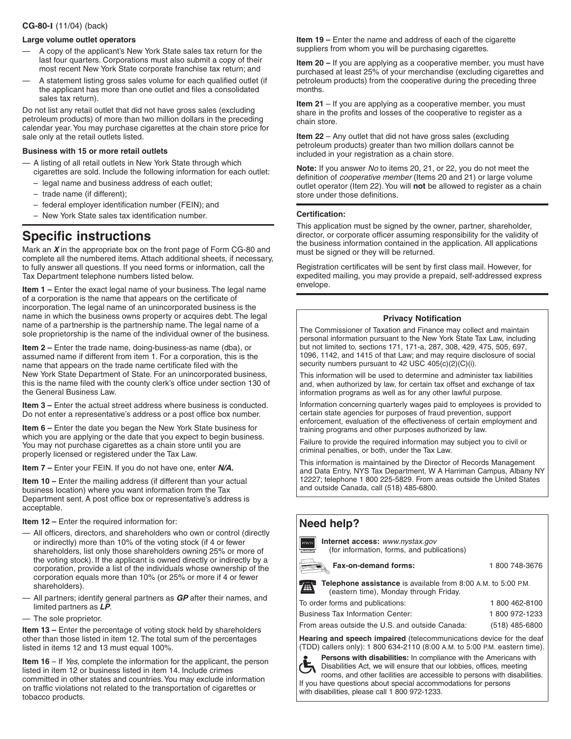**CG-80-I** (11/04) (back)

**Large volume outlet operators**

- A copy of the applicant's New York State sales tax return for the last four quarters. Corporations must also submit a copy of their most recent New York State corporate franchise tax return; and
- A statement listing gross sales volume for each qualified outlet (if the applicant has more than one outlet and files a consolidated sales tax return).

Do not list any retail outlet that did not have gross sales (excluding petroleum products) of more than two million dollars in the preceding calendar year. You may purchase cigarettes at the chain store price for sale only at the retail outlets listed.

**Business with 15 or more retail outlets**

- A listing of all retail outlets in New York State through which cigarettes are sold. Include the following information for each outlet:
  - legal name and business address of each outlet;
  - trade name (if different);
  - federal employer identification number (FEIN); and
  - New York State sales tax identification number.

# Specific instructions

Mark an ***X*** in the appropriate box on the front page of Form CG-80 and complete all the numbered items. Attach additional sheets, if necessary, to fully answer all questions. If you need forms or information, call the Tax Department telephone numbers listed below.

**Item 1 –** Enter the exact legal name of your business. The legal name of a corporation is the name that appears on the certificate of incorporation. The legal name of an unincorporated business is the name in which the business owns property or acquires debt. The legal name of a partnership is the partnership name. The legal name of a sole proprietorship is the name of the individual owner of the business.

**Item 2 –** Enter the trade name, doing-business-as name (dba), or assumed name if different from item 1. For a corporation, this is the name that appears on the trade name certificate filed with the New York State Department of State. For an unincorporated business, this is the name filed with the county clerk's office under section 130 of the General Business Law.

**Item 3 –** Enter the actual street address where business is conducted. Do not enter a representative's address or a post office box number.

**Item 6 –** Enter the date you began the New York State business for which you are applying or the date that you expect to begin business. You may not purchase cigarettes as a chain store until you are properly licensed or registered under the Tax Law.

**Item 7 –** Enter your FEIN. If you do not have one, enter ***N/A.***

**Item 10 –** Enter the mailing address (if different than your actual business location) where you want information from the Tax Department sent. A post office box or representative's address is acceptable.

**Item 12 –** Enter the required information for:

- All officers, directors, and shareholders who own or control (directly or indirectly) more than 10% of the voting stock (if 4 or fewer shareholders, list only those shareholders owning 25% or more of the voting stock). If the applicant is owned directly or indirectly by a corporation, provide a list of the individuals whose ownership of the corporation equals more than 10% (or 25% or more if 4 or fewer shareholders).
- All partners; identify general partners as ***GP*** after their names, and limited partners as ***LP***.
- The sole proprietor.

**Item 13 –** Enter the percentage of voting stock held by shareholders other than those listed in item 12. The total sum of the percentages listed in items 12 and 13 must equal 100%.

**Item 16** – If *Yes,* complete the information for the applicant, the person listed in item 12 or business listed in item 14. Include crimes committed in other states and countries. You may exclude information on traffic violations not related to the transportation of cigarettes or tobacco products.

**Item 19 –** Enter the name and address of each of the cigarette suppliers from whom you will be purchasing cigarettes.

**Item 20 –** If you are applying as a cooperative member, you must have purchased at least 25% of your merchandise (excluding cigarettes and petroleum products) from the cooperative during the preceding three months.

**Item 21** – If you are applying as a cooperative member, you must share in the profits and losses of the cooperative to register as a chain store.

**Item 22** – Any outlet that did not have gross sales (excluding petroleum products) greater than two million dollars cannot be included in your registration as a chain store.

**Note:** If you answer *No* to items 20, 21, or 22, you do not meet the definition of *cooperative member* (Items 20 and 21) or large volume outlet operator (Item 22). You will **not** be allowed to register as a chain store under those definitions.

**Certification:**

This application must be signed by the owner, partner, shareholder, director, or corporate officer assuming responsibility for the validity of the business information contained in the application. All applications must be signed or they will be returned.

Registration certificates will be sent by first class mail. However, for expedited mailing, you may provide a prepaid, self-addressed express envelope.

**Privacy Notification**

The Commissioner of Taxation and Finance may collect and maintain personal information pursuant to the New York State Tax Law, including but not limited to, sections 171, 171-a, 287, 308, 429, 475, 505, 697, 1096, 1142, and 1415 of that Law; and may require disclosure of social security numbers pursuant to 42 USC 405(c)(2)(C)(i).

This information will be used to determine and administer tax liabilities and, when authorized by law, for certain tax offset and exchange of tax information programs as well as for any other lawful purpose.

Information concerning quarterly wages paid to employees is provided to certain state agencies for purposes of fraud prevention, support enforcement, evaluation of the effectiveness of certain employment and training programs and other purposes authorized by law.

Failure to provide the required information may subject you to civil or criminal penalties, or both, under the Tax Law.

This information is maintained by the Director of Records Management and Data Entry, NYS Tax Department, W A Harriman Campus, Albany NY 12227; telephone 1 800 225-5829. From areas outside the United States and outside Canada, call (518) 485-6800.

## Need help?

**Internet access:** *www.nystax.gov* (for information, forms, and publications)

| | |
|---|---|
| **Fax-on-demand forms:** | 1 800 748-3676 |

**Telephone assistance** is available from 8:00 A.M. to 5:00 P.M. (eastern time), Monday through Friday.

| | |
|---|---|
| To order forms and publications: | 1 800 462-8100 |
| Business Tax Information Center: | 1 800 972-1233 |
| From areas outside the U.S. and outside Canada: | (518) 485-6800 |

**Hearing and speech impaired** (telecommunications device for the deaf (TDD) callers only): 1 800 634-2110 (8:00 A.M. to 5:00 P.M. eastern time).

**Persons with disabilities:** In compliance with the Americans with Disabilities Act, we will ensure that our lobbies, offices, meeting rooms, and other facilities are accessible to persons with disabilities. If you have questions about special accommodations for persons with disabilities, please call 1 800 972-1233.